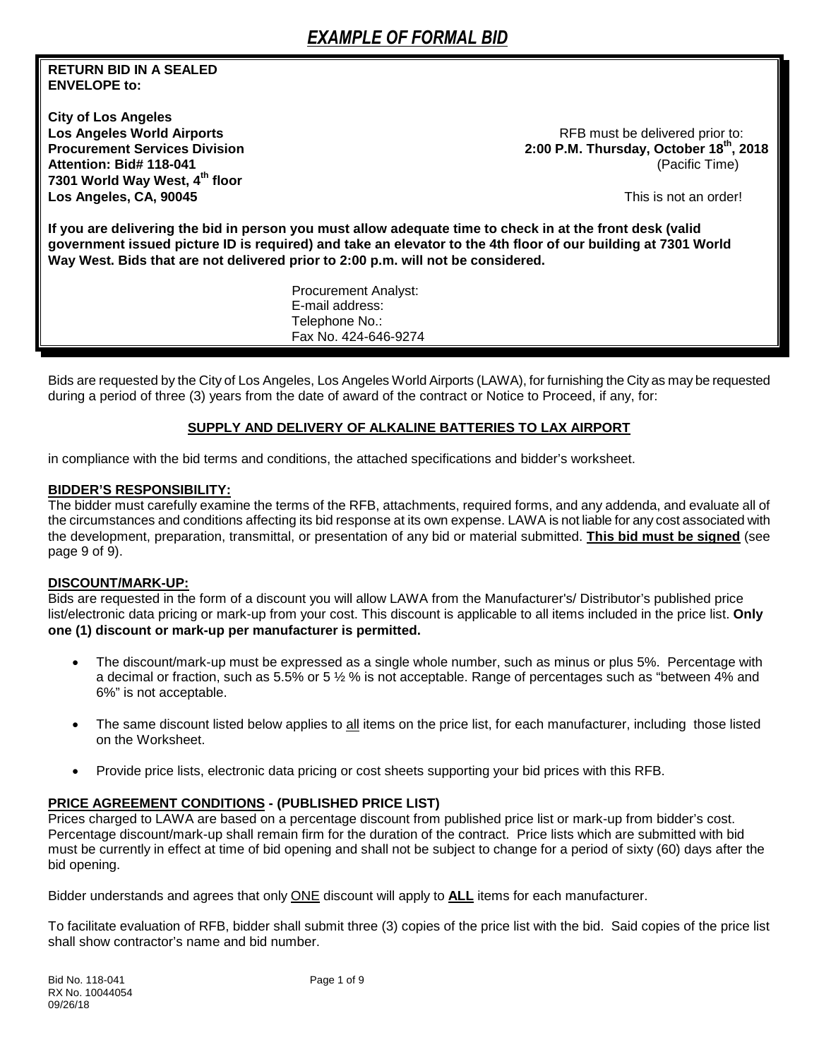# *EXAMPLE OF FORMAL BID*

**RETURN BID IN A SEALED ENVELOPE to:**

**City of Los Angeles**
**Los Angeles World Airports**
**Procurement Services Division**
**Attention: Bid# 118-041**
**7301 World Way West, 4th floor**
**Los Angeles, CA, 90045**

RFB must be delivered prior to:
**2:00 P.M. Thursday, October 18th, 2018**
(Pacific Time)

This is not an order!

**If you are delivering the bid in person you must allow adequate time to check in at the front desk (valid government issued picture ID is required) and take an elevator to the 4th floor of our building at 7301 World Way West. Bids that are not delivered prior to 2:00 p.m. will not be considered.**

Procurement Analyst:
E-mail address:
Telephone No.:
Fax No. 424-646-9274

Bids are requested by the City of Los Angeles, Los Angeles World Airports (LAWA), for furnishing the City as may be requested during a period of three (3) years from the date of award of the contract or Notice to Proceed, if any, for:

**SUPPLY AND DELIVERY OF ALKALINE BATTERIES TO LAX AIRPORT**

in compliance with the bid terms and conditions, the attached specifications and bidder's worksheet.

**BIDDER'S RESPONSIBILITY:**
The bidder must carefully examine the terms of the RFB, attachments, required forms, and any addenda, and evaluate all of the circumstances and conditions affecting its bid response at its own expense. LAWA is not liable for any cost associated with the development, preparation, transmittal, or presentation of any bid or material submitted. **This bid must be signed** (see page 9 of 9).

**DISCOUNT/MARK-UP:**
Bids are requested in the form of a discount you will allow LAWA from the Manufacturer's/ Distributor's published price list/electronic data pricing or mark-up from your cost. This discount is applicable to all items included in the price list. **Only one (1) discount or mark-up per manufacturer is permitted.**

- The discount/mark-up must be expressed as a single whole number, such as minus or plus 5%. Percentage with a decimal or fraction, such as 5.5% or 5 ½ % is not acceptable. Range of percentages such as "between 4% and 6%" is not acceptable.
- The same discount listed below applies to all items on the price list, for each manufacturer, including those listed on the Worksheet.
- Provide price lists, electronic data pricing or cost sheets supporting your bid prices with this RFB.

**PRICE AGREEMENT CONDITIONS - (PUBLISHED PRICE LIST)**
Prices charged to LAWA are based on a percentage discount from published price list or mark-up from bidder's cost. Percentage discount/mark-up shall remain firm for the duration of the contract. Price lists which are submitted with bid must be currently in effect at time of bid opening and shall not be subject to change for a period of sixty (60) days after the bid opening.

Bidder understands and agrees that only ONE discount will apply to **ALL** items for each manufacturer.

To facilitate evaluation of RFB, bidder shall submit three (3) copies of the price list with the bid. Said copies of the price list shall show contractor's name and bid number.

Bid No. 118-041
RX No. 10044054
09/26/18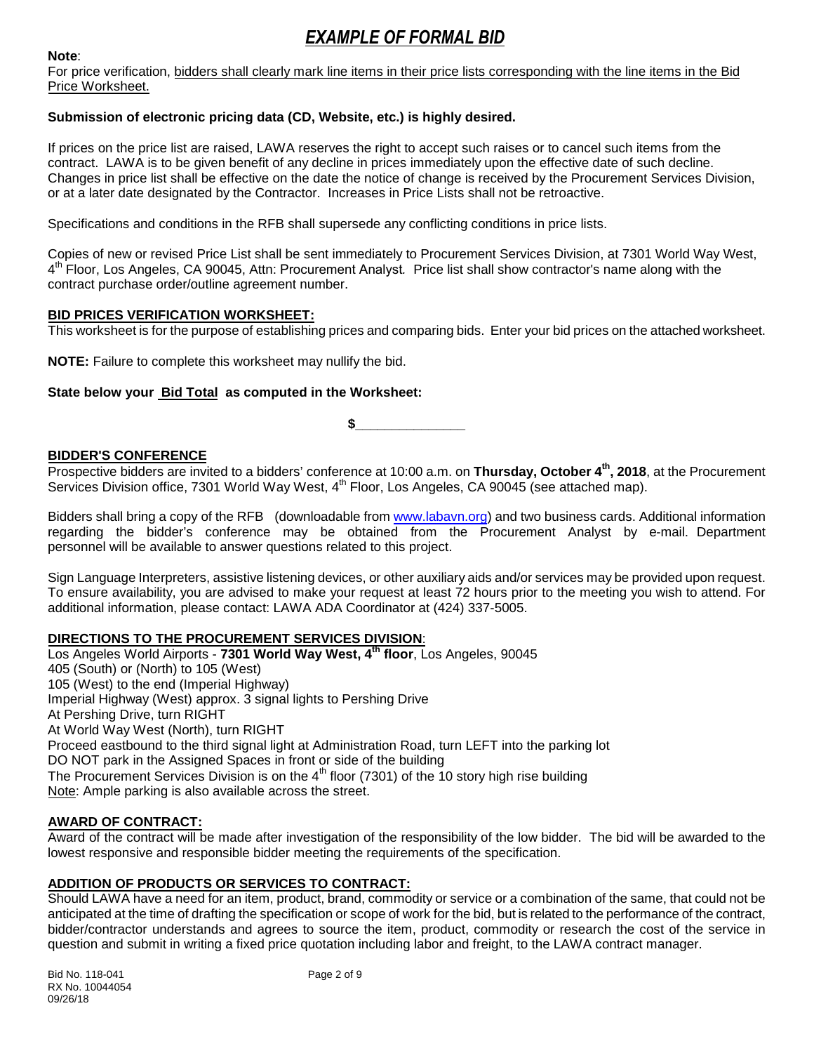# *EXAMPLE OF FORMAL BID*

**Note**:
For price verification, bidders shall clearly mark line items in their price lists corresponding with the line items in the Bid Price Worksheet.

**Submission of electronic pricing data (CD, Website, etc.) is highly desired.**

If prices on the price list are raised, LAWA reserves the right to accept such raises or to cancel such items from the contract. LAWA is to be given benefit of any decline in prices immediately upon the effective date of such decline. Changes in price list shall be effective on the date the notice of change is received by the Procurement Services Division, or at a later date designated by the Contractor. Increases in Price Lists shall not be retroactive.

Specifications and conditions in the RFB shall supersede any conflicting conditions in price lists.

Copies of new or revised Price List shall be sent immediately to Procurement Services Division, at 7301 World Way West, 4th Floor, Los Angeles, CA 90045, Attn: Procurement Analyst*.* Price list shall show contractor's name along with the contract purchase order/outline agreement number.

**BID PRICES VERIFICATION WORKSHEET:**
This worksheet is for the purpose of establishing prices and comparing bids. Enter your bid prices on the attached worksheet.

**NOTE:** Failure to complete this worksheet may nullify the bid.

**State below your Bid Total as computed in the Worksheet:**

**$_______________**

**BIDDER'S CONFERENCE**
Prospective bidders are invited to a bidders' conference at 10:00 a.m. on **Thursday, October 4th, 2018**, at the Procurement Services Division office, 7301 World Way West, 4th Floor, Los Angeles, CA 90045 (see attached map).

Bidders shall bring a copy of the RFB (downloadable from www.labavn.org) and two business cards. Additional information regarding the bidder's conference may be obtained from the Procurement Analyst by e-mail. Department personnel will be available to answer questions related to this project.

Sign Language Interpreters, assistive listening devices, or other auxiliary aids and/or services may be provided upon request. To ensure availability, you are advised to make your request at least 72 hours prior to the meeting you wish to attend. For additional information, please contact: LAWA ADA Coordinator at (424) 337-5005.

**DIRECTIONS TO THE PROCUREMENT SERVICES DIVISION**:
Los Angeles World Airports - **7301 World Way West, 4th floor**, Los Angeles, 90045
405 (South) or (North) to 105 (West)
105 (West) to the end (Imperial Highway)
Imperial Highway (West) approx. 3 signal lights to Pershing Drive
At Pershing Drive, turn RIGHT
At World Way West (North), turn RIGHT
Proceed eastbound to the third signal light at Administration Road, turn LEFT into the parking lot
DO NOT park in the Assigned Spaces in front or side of the building
The Procurement Services Division is on the 4th floor (7301) of the 10 story high rise building
Note: Ample parking is also available across the street.

**AWARD OF CONTRACT:**
Award of the contract will be made after investigation of the responsibility of the low bidder. The bid will be awarded to the lowest responsive and responsible bidder meeting the requirements of the specification.

**ADDITION OF PRODUCTS OR SERVICES TO CONTRACT:**
Should LAWA have a need for an item, product, brand, commodity or service or a combination of the same, that could not be anticipated at the time of drafting the specification or scope of work for the bid, but is related to the performance of the contract, bidder/contractor understands and agrees to source the item, product, commodity or research the cost of the service in question and submit in writing a fixed price quotation including labor and freight, to the LAWA contract manager.

Bid No. 118-041
RX No. 10044054
09/26/18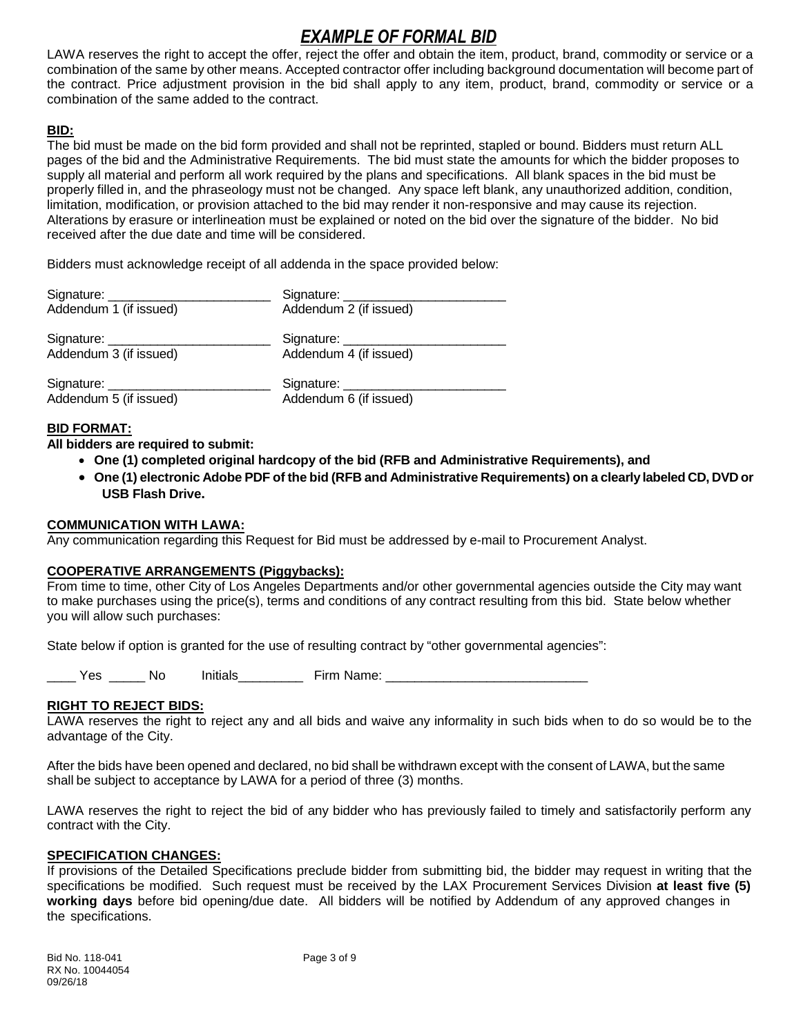# *EXAMPLE OF FORMAL BID*

LAWA reserves the right to accept the offer, reject the offer and obtain the item, product, brand, commodity or service or a combination of the same by other means. Accepted contractor offer including background documentation will become part of the contract. Price adjustment provision in the bid shall apply to any item, product, brand, commodity or service or a combination of the same added to the contract.

**BID:**

The bid must be made on the bid form provided and shall not be reprinted, stapled or bound. Bidders must return ALL pages of the bid and the Administrative Requirements. The bid must state the amounts for which the bidder proposes to supply all material and perform all work required by the plans and specifications. All blank spaces in the bid must be properly filled in, and the phraseology must not be changed. Any space left blank, any unauthorized addition, condition, limitation, modification, or provision attached to the bid may render it non-responsive and may cause its rejection. Alterations by erasure or interlineation must be explained or noted on the bid over the signature of the bidder. No bid received after the due date and time will be considered.

Bidders must acknowledge receipt of all addenda in the space provided below:

| | |
|---|---|
| Signature: ______________________<br>Addendum 1 (if issued) | Signature: ______________________<br>Addendum 2 (if issued) |
| Signature: ______________________<br>Addendum 3 (if issued) | Signature: ______________________<br>Addendum 4 (if issued) |
| Signature: ______________________<br>Addendum 5 (if issued) | Signature: ______________________<br>Addendum 6 (if issued) |

**BID FORMAT:**

**All bidders are required to submit:**

- **One (1) completed original hardcopy of the bid (RFB and Administrative Requirements), and**
- **One (1) electronic Adobe PDF of the bid (RFB and Administrative Requirements) on a clearly labeled CD, DVD or USB Flash Drive.**

**COMMUNICATION WITH LAWA:**

Any communication regarding this Request for Bid must be addressed by e-mail to Procurement Analyst.

**COOPERATIVE ARRANGEMENTS (Piggybacks):**

From time to time, other City of Los Angeles Departments and/or other governmental agencies outside the City may want to make purchases using the price(s), terms and conditions of any contract resulting from this bid. State below whether you will allow such purchases:

State below if option is granted for the use of resulting contract by "other governmental agencies":

____ Yes _____ No Initials_________ Firm Name: ___________________________

**RIGHT TO REJECT BIDS:**

LAWA reserves the right to reject any and all bids and waive any informality in such bids when to do so would be to the advantage of the City.

After the bids have been opened and declared, no bid shall be withdrawn except with the consent of LAWA, but the same shall be subject to acceptance by LAWA for a period of three (3) months.

LAWA reserves the right to reject the bid of any bidder who has previously failed to timely and satisfactorily perform any contract with the City.

**SPECIFICATION CHANGES:**

If provisions of the Detailed Specifications preclude bidder from submitting bid, the bidder may request in writing that the specifications be modified. Such request must be received by the LAX Procurement Services Division **at least five (5) working days** before bid opening/due date. All bidders will be notified by Addendum of any approved changes in the specifications.

Bid No. 118-041
RX No. 10044054
09/26/18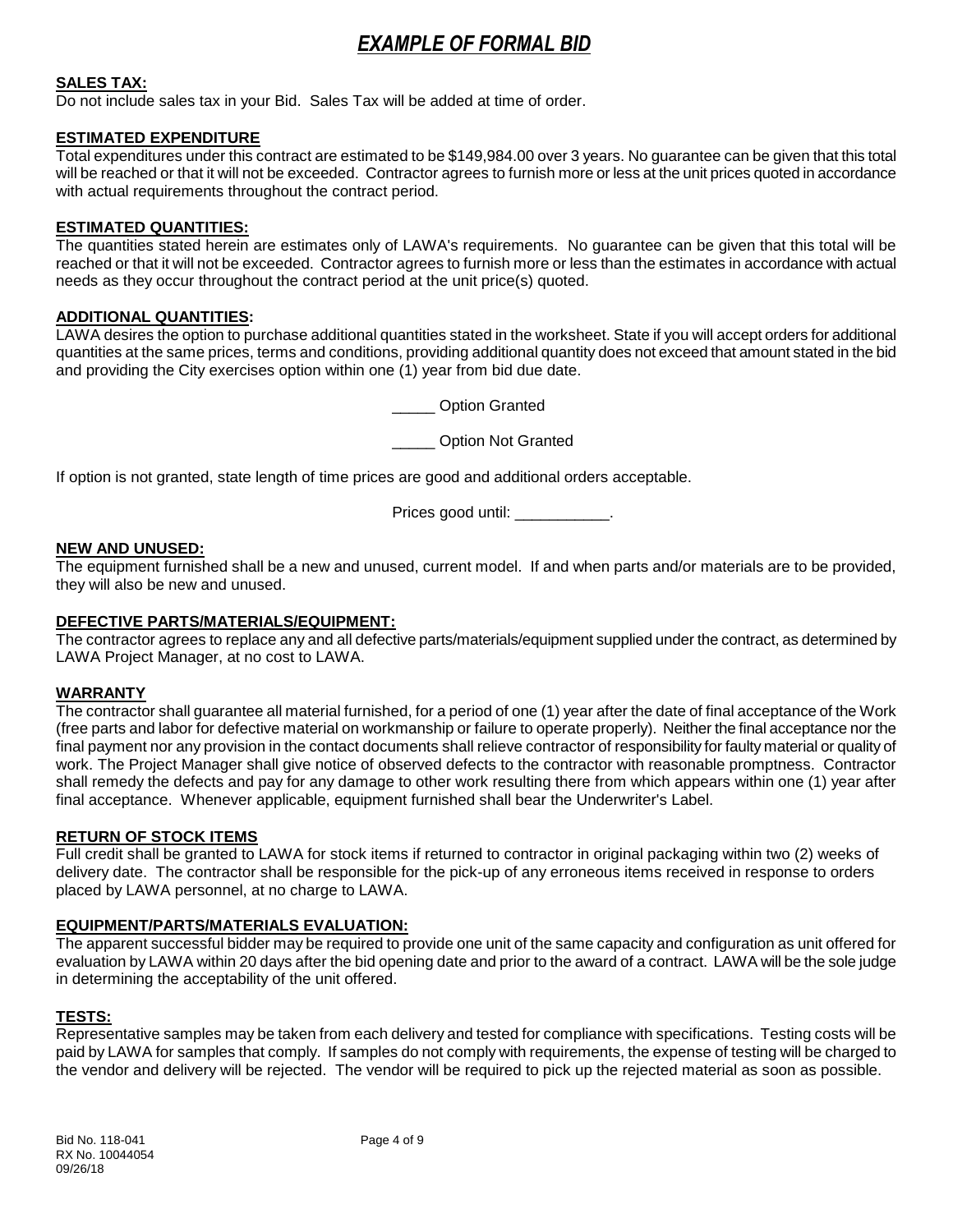# *EXAMPLE OF FORMAL BID*

**SALES TAX:**

Do not include sales tax in your Bid. Sales Tax will be added at time of order.

**ESTIMATED EXPENDITURE**

Total expenditures under this contract are estimated to be $149,984.00 over 3 years. No guarantee can be given that this total will be reached or that it will not be exceeded. Contractor agrees to furnish more or less at the unit prices quoted in accordance with actual requirements throughout the contract period.

**ESTIMATED QUANTITIES:**

The quantities stated herein are estimates only of LAWA's requirements. No guarantee can be given that this total will be reached or that it will not be exceeded. Contractor agrees to furnish more or less than the estimates in accordance with actual needs as they occur throughout the contract period at the unit price(s) quoted.

**ADDITIONAL QUANTITIES:**

LAWA desires the option to purchase additional quantities stated in the worksheet. State if you will accept orders for additional quantities at the same prices, terms and conditions, providing additional quantity does not exceed that amount stated in the bid and providing the City exercises option within one (1) year from bid due date.

_____ Option Granted

_____ Option Not Granted

If option is not granted, state length of time prices are good and additional orders acceptable.

Prices good until: ___________.

**NEW AND UNUSED:**

The equipment furnished shall be a new and unused, current model. If and when parts and/or materials are to be provided, they will also be new and unused.

**DEFECTIVE PARTS/MATERIALS/EQUIPMENT:**

The contractor agrees to replace any and all defective parts/materials/equipment supplied under the contract, as determined by LAWA Project Manager, at no cost to LAWA.

**WARRANTY**

The contractor shall guarantee all material furnished, for a period of one (1) year after the date of final acceptance of the Work (free parts and labor for defective material on workmanship or failure to operate properly). Neither the final acceptance nor the final payment nor any provision in the contact documents shall relieve contractor of responsibility for faulty material or quality of work. The Project Manager shall give notice of observed defects to the contractor with reasonable promptness. Contractor shall remedy the defects and pay for any damage to other work resulting there from which appears within one (1) year after final acceptance. Whenever applicable, equipment furnished shall bear the Underwriter's Label.

**RETURN OF STOCK ITEMS**

Full credit shall be granted to LAWA for stock items if returned to contractor in original packaging within two (2) weeks of delivery date. The contractor shall be responsible for the pick-up of any erroneous items received in response to orders placed by LAWA personnel, at no charge to LAWA.

**EQUIPMENT/PARTS/MATERIALS EVALUATION:**

The apparent successful bidder may be required to provide one unit of the same capacity and configuration as unit offered for evaluation by LAWA within 20 days after the bid opening date and prior to the award of a contract. LAWA will be the sole judge in determining the acceptability of the unit offered.

**TESTS:**

Representative samples may be taken from each delivery and tested for compliance with specifications. Testing costs will be paid by LAWA for samples that comply. If samples do not comply with requirements, the expense of testing will be charged to the vendor and delivery will be rejected. The vendor will be required to pick up the rejected material as soon as possible.

Bid No. 118-041
RX No. 10044054
09/26/18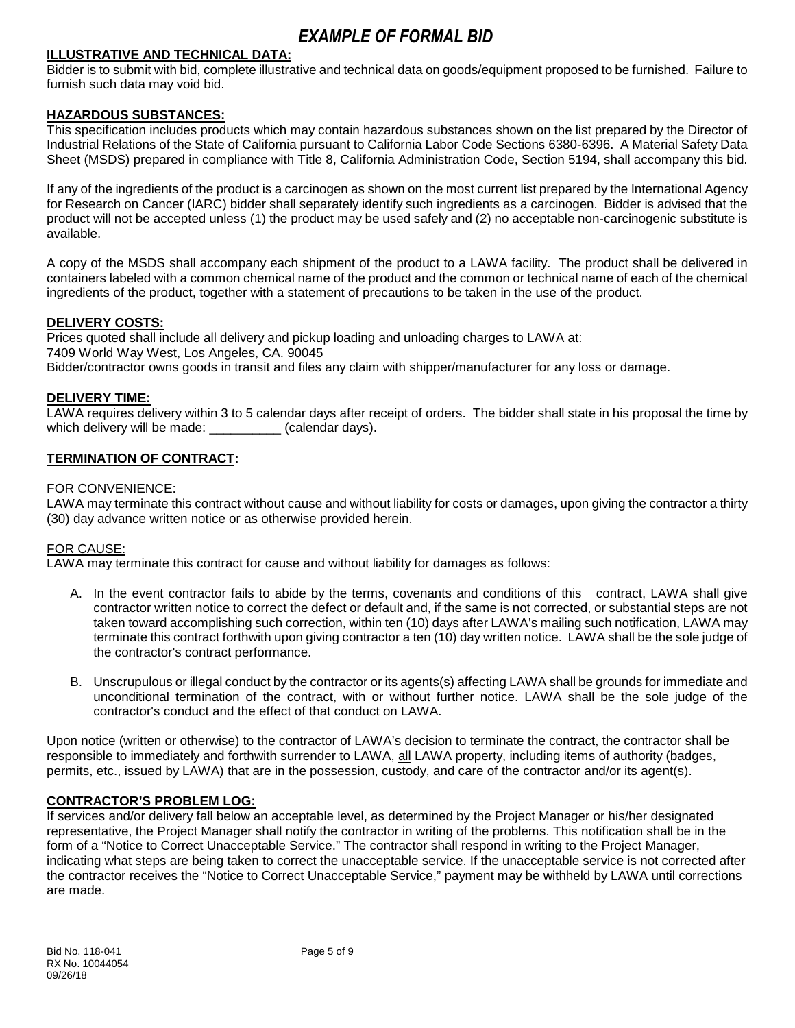# *EXAMPLE OF FORMAL BID*

**ILLUSTRATIVE AND TECHNICAL DATA:**

Bidder is to submit with bid, complete illustrative and technical data on goods/equipment proposed to be furnished. Failure to furnish such data may void bid.

**HAZARDOUS SUBSTANCES:**

This specification includes products which may contain hazardous substances shown on the list prepared by the Director of Industrial Relations of the State of California pursuant to California Labor Code Sections 6380-6396. A Material Safety Data Sheet (MSDS) prepared in compliance with Title 8, California Administration Code, Section 5194, shall accompany this bid.

If any of the ingredients of the product is a carcinogen as shown on the most current list prepared by the International Agency for Research on Cancer (IARC) bidder shall separately identify such ingredients as a carcinogen. Bidder is advised that the product will not be accepted unless (1) the product may be used safely and (2) no acceptable non-carcinogenic substitute is available.

A copy of the MSDS shall accompany each shipment of the product to a LAWA facility. The product shall be delivered in containers labeled with a common chemical name of the product and the common or technical name of each of the chemical ingredients of the product, together with a statement of precautions to be taken in the use of the product.

**DELIVERY COSTS:**

Prices quoted shall include all delivery and pickup loading and unloading charges to LAWA at:
7409 World Way West, Los Angeles, CA. 90045
Bidder/contractor owns goods in transit and files any claim with shipper/manufacturer for any loss or damage.

**DELIVERY TIME:**

LAWA requires delivery within 3 to 5 calendar days after receipt of orders. The bidder shall state in his proposal the time by which delivery will be made: __________ (calendar days).

**TERMINATION OF CONTRACT:**

FOR CONVENIENCE:

LAWA may terminate this contract without cause and without liability for costs or damages, upon giving the contractor a thirty (30) day advance written notice or as otherwise provided herein.

FOR CAUSE:

LAWA may terminate this contract for cause and without liability for damages as follows:

A. In the event contractor fails to abide by the terms, covenants and conditions of this contract, LAWA shall give contractor written notice to correct the defect or default and, if the same is not corrected, or substantial steps are not taken toward accomplishing such correction, within ten (10) days after LAWA's mailing such notification, LAWA may terminate this contract forthwith upon giving contractor a ten (10) day written notice. LAWA shall be the sole judge of the contractor's contract performance.

B. Unscrupulous or illegal conduct by the contractor or its agents(s) affecting LAWA shall be grounds for immediate and unconditional termination of the contract, with or without further notice. LAWA shall be the sole judge of the contractor's conduct and the effect of that conduct on LAWA.

Upon notice (written or otherwise) to the contractor of LAWA's decision to terminate the contract, the contractor shall be responsible to immediately and forthwith surrender to LAWA, all LAWA property, including items of authority (badges, permits, etc., issued by LAWA) that are in the possession, custody, and care of the contractor and/or its agent(s).

**CONTRACTOR'S PROBLEM LOG:**

If services and/or delivery fall below an acceptable level, as determined by the Project Manager or his/her designated representative, the Project Manager shall notify the contractor in writing of the problems. This notification shall be in the form of a "Notice to Correct Unacceptable Service." The contractor shall respond in writing to the Project Manager, indicating what steps are being taken to correct the unacceptable service. If the unacceptable service is not corrected after the contractor receives the "Notice to Correct Unacceptable Service," payment may be withheld by LAWA until corrections are made.

Bid No. 118-041
RX No. 10044054
09/26/18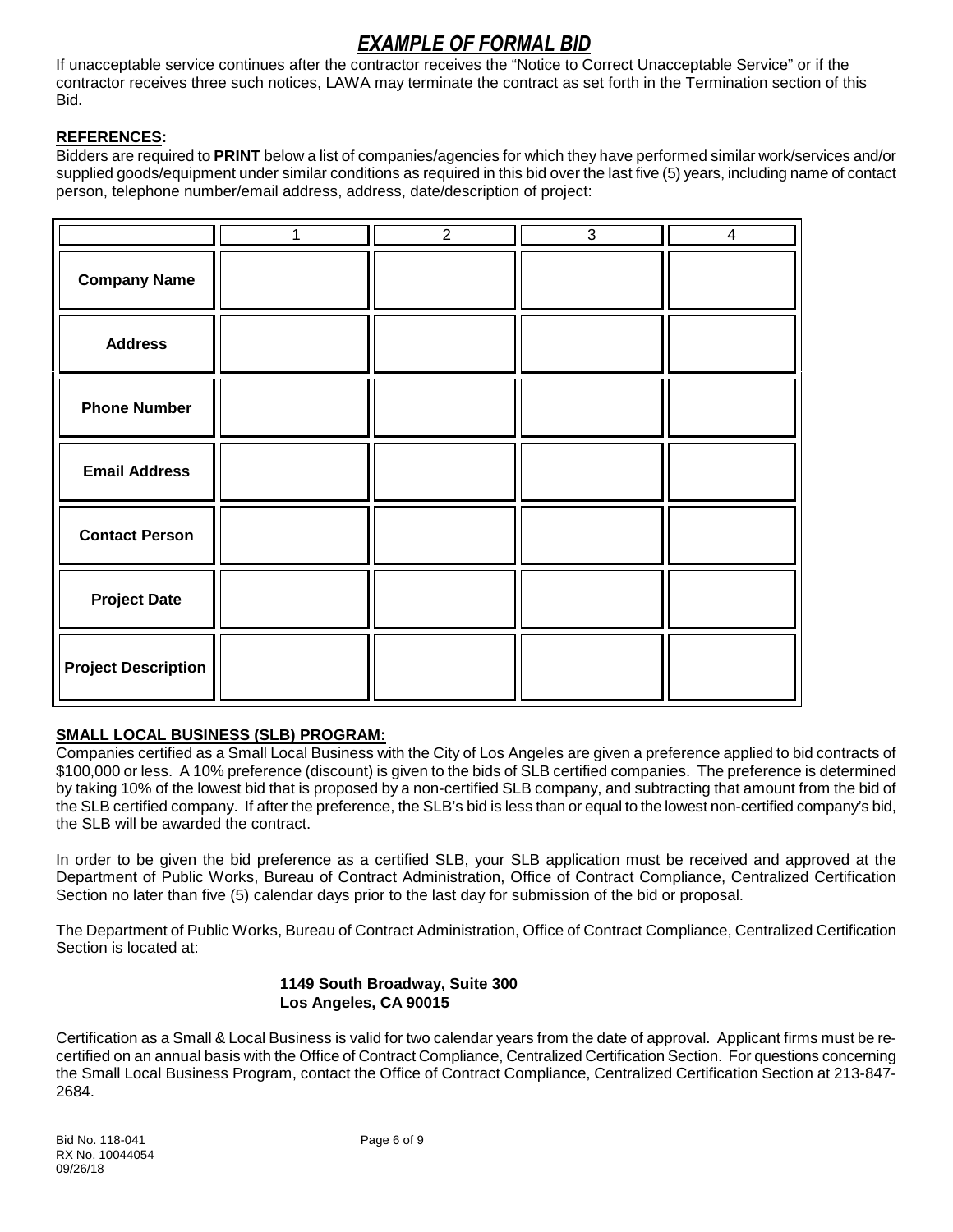## *EXAMPLE OF FORMAL BID*

If unacceptable service continues after the contractor receives the "Notice to Correct Unacceptable Service" or if the contractor receives three such notices, LAWA may terminate the contract as set forth in the Termination section of this Bid.

**REFERENCES:**

Bidders are required to **PRINT** below a list of companies/agencies for which they have performed similar work/services and/or supplied goods/equipment under similar conditions as required in this bid over the last five (5) years, including name of contact person, telephone number/email address, address, date/description of project:

| | 1 | 2 | 3 | 4 |
|---|---|---|---|---|
| **Company Name** | | | | |
| **Address** | | | | |
| **Phone Number** | | | | |
| **Email Address** | | | | |
| **Contact Person** | | | | |
| **Project Date** | | | | |
| **Project Description** | | | | |

**SMALL LOCAL BUSINESS (SLB) PROGRAM:**

Companies certified as a Small Local Business with the City of Los Angeles are given a preference applied to bid contracts of $100,000 or less. A 10% preference (discount) is given to the bids of SLB certified companies. The preference is determined by taking 10% of the lowest bid that is proposed by a non-certified SLB company, and subtracting that amount from the bid of the SLB certified company. If after the preference, the SLB's bid is less than or equal to the lowest non-certified company's bid, the SLB will be awarded the contract.

In order to be given the bid preference as a certified SLB, your SLB application must be received and approved at the Department of Public Works, Bureau of Contract Administration, Office of Contract Compliance, Centralized Certification Section no later than five (5) calendar days prior to the last day for submission of the bid or proposal.

The Department of Public Works, Bureau of Contract Administration, Office of Contract Compliance, Centralized Certification Section is located at:

**1149 South Broadway, Suite 300**
**Los Angeles, CA 90015**

Certification as a Small & Local Business is valid for two calendar years from the date of approval. Applicant firms must be re-certified on an annual basis with the Office of Contract Compliance, Centralized Certification Section. For questions concerning the Small Local Business Program, contact the Office of Contract Compliance, Centralized Certification Section at 213-847-2684.

Bid No. 118-041
RX No. 10044054
09/26/18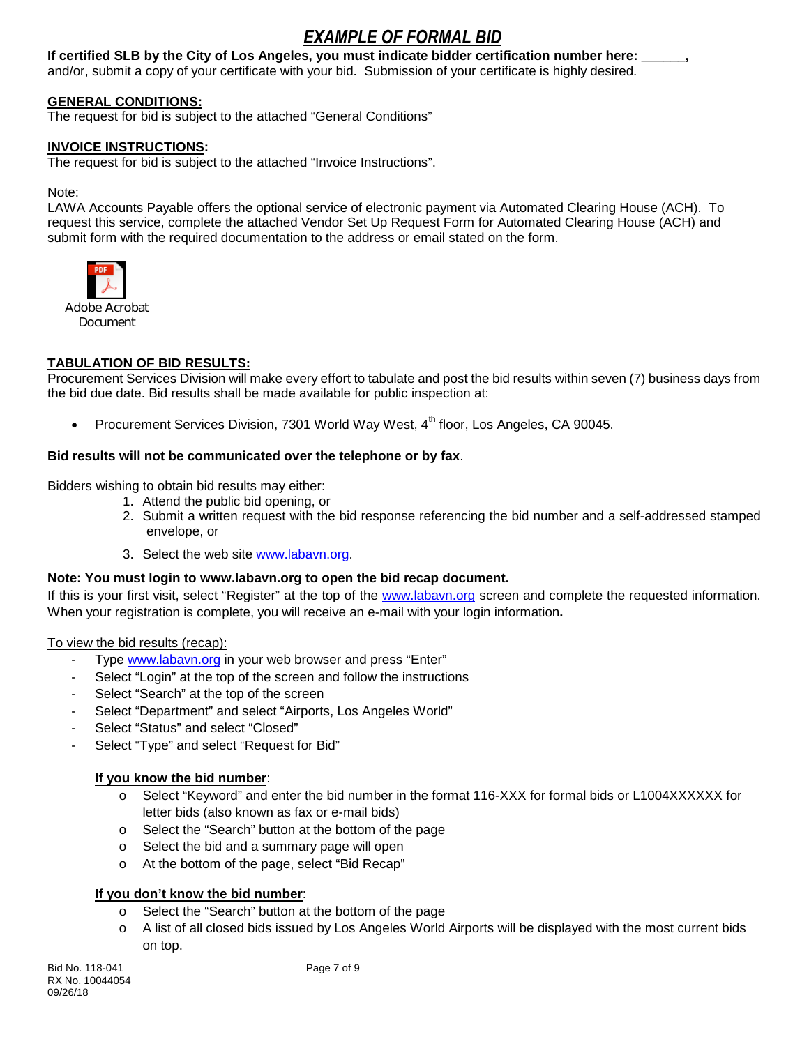# *EXAMPLE OF FORMAL BID*

**If certified SLB by the City of Los Angeles, you must indicate bidder certification number here: ______,** and/or, submit a copy of your certificate with your bid. Submission of your certificate is highly desired.

**GENERAL CONDITIONS:**
The request for bid is subject to the attached "General Conditions"

**INVOICE INSTRUCTIONS:**
The request for bid is subject to the attached "Invoice Instructions".

Note:
LAWA Accounts Payable offers the optional service of electronic payment via Automated Clearing House (ACH). To request this service, complete the attached Vendor Set Up Request Form for Automated Clearing House (ACH) and submit form with the required documentation to the address or email stated on the form.

Adobe Acrobat Document

**TABULATION OF BID RESULTS:**
Procurement Services Division will make every effort to tabulate and post the bid results within seven (7) business days from the bid due date. Bid results shall be made available for public inspection at:

- Procurement Services Division, 7301 World Way West, 4th floor, Los Angeles, CA 90045.

**Bid results will not be communicated over the telephone or by fax**.

Bidders wishing to obtain bid results may either:

1. Attend the public bid opening, or
2. Submit a written request with the bid response referencing the bid number and a self-addressed stamped envelope, or
3. Select the web site www.labavn.org.

**Note: You must login to www.labavn.org to open the bid recap document.**
If this is your first visit, select "Register" at the top of the www.labavn.org screen and complete the requested information. When your registration is complete, you will receive an e-mail with your login information**.**

To view the bid results (recap):

- Type www.labavn.org in your web browser and press "Enter"
- Select "Login" at the top of the screen and follow the instructions
- Select "Search" at the top of the screen
- Select "Department" and select "Airports, Los Angeles World"
- Select "Status" and select "Closed"
- Select "Type" and select "Request for Bid"

**If you know the bid number**:

- Select "Keyword" and enter the bid number in the format 116-XXX for formal bids or L1004XXXXXX for letter bids (also known as fax or e-mail bids)
- Select the "Search" button at the bottom of the page
- Select the bid and a summary page will open
- At the bottom of the page, select "Bid Recap"

**If you don't know the bid number**:

- Select the "Search" button at the bottom of the page
- A list of all closed bids issued by Los Angeles World Airports will be displayed with the most current bids on top.

Bid No. 118-041
RX No. 10044054
09/26/18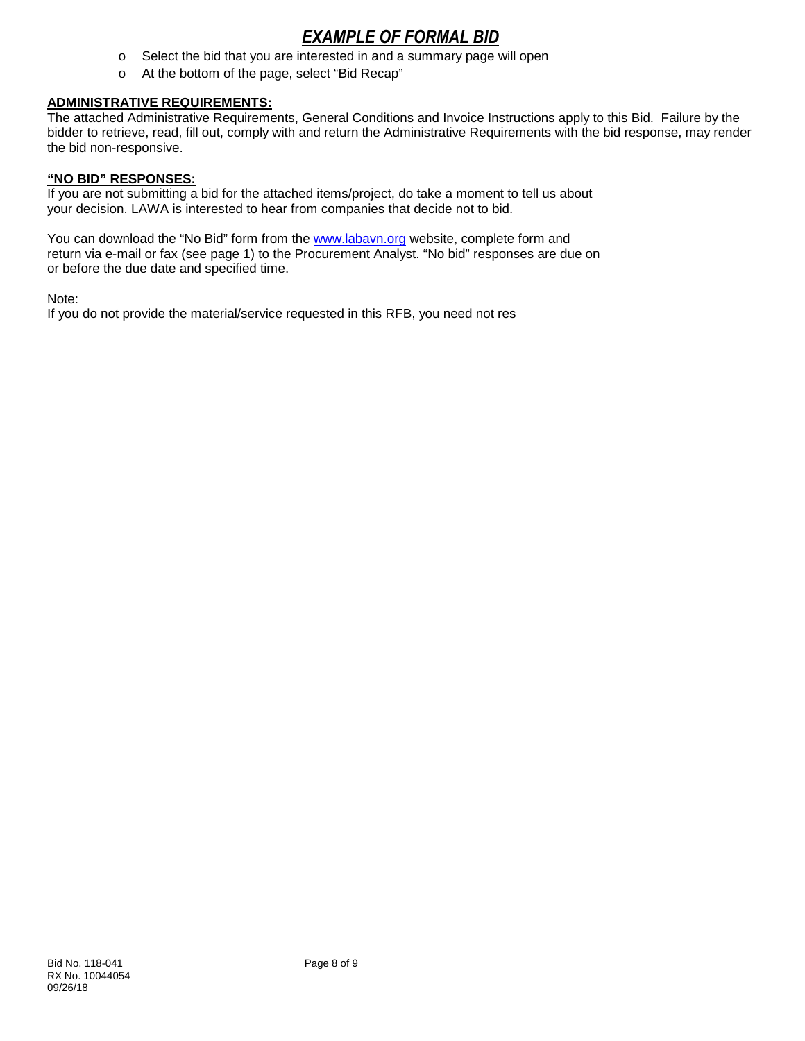# *EXAMPLE OF FORMAL BID*

- Select the bid that you are interested in and a summary page will open
- At the bottom of the page, select "Bid Recap"

**ADMINISTRATIVE REQUIREMENTS:**

The attached Administrative Requirements, General Conditions and Invoice Instructions apply to this Bid. Failure by the bidder to retrieve, read, fill out, comply with and return the Administrative Requirements with the bid response, may render the bid non-responsive.

**"NO BID" RESPONSES:**

If you are not submitting a bid for the attached items/project, do take a moment to tell us about your decision. LAWA is interested to hear from companies that decide not to bid.

You can download the "No Bid" form from the www.labavn.org website, complete form and return via e-mail or fax (see page 1) to the Procurement Analyst. "No bid" responses are due on or before the due date and specified time.

Note:

If you do not provide the material/service requested in this RFB, you need not res

Bid No. 118-041
RX No. 10044054
09/26/18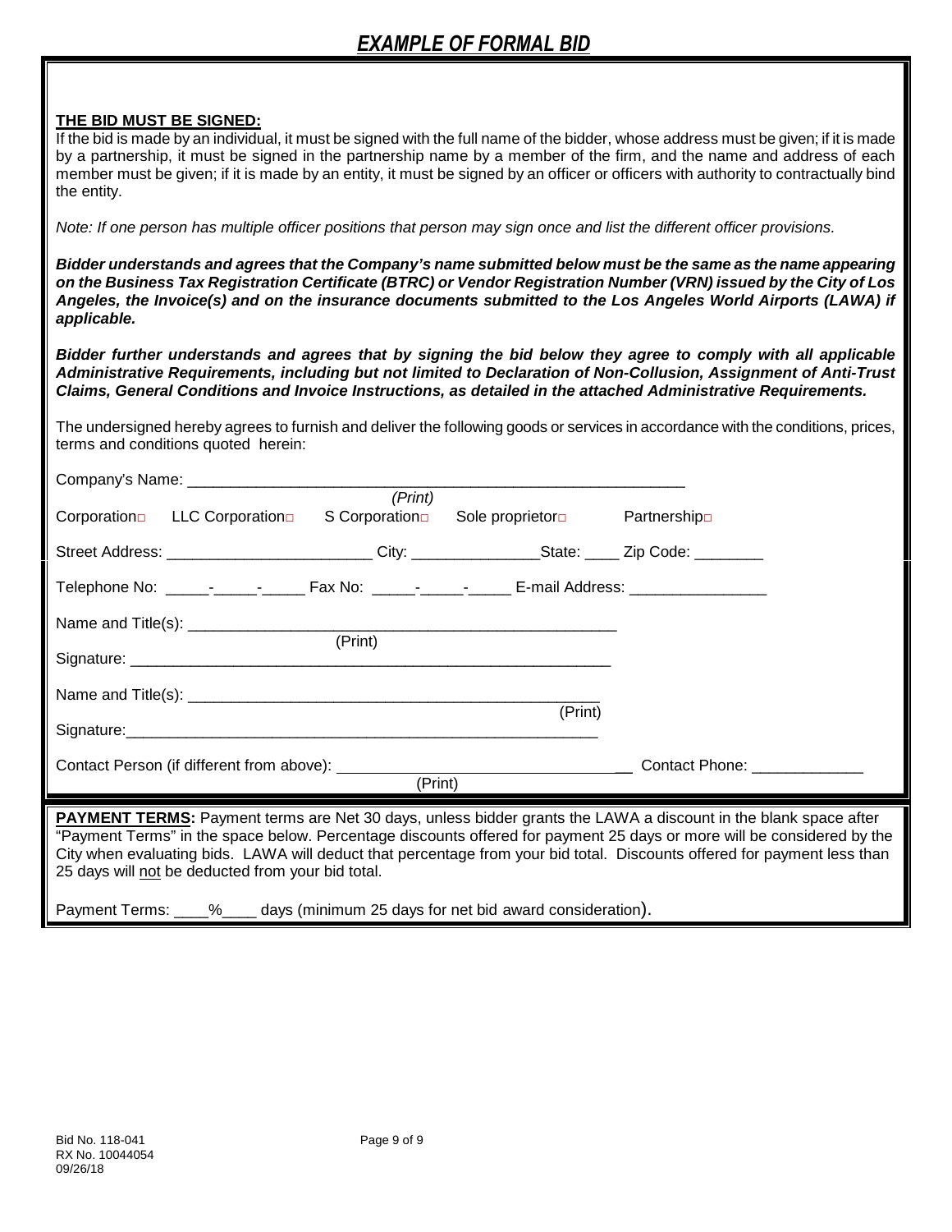# *EXAMPLE OF FORMAL BID*

**THE BID MUST BE SIGNED:**

If the bid is made by an individual, it must be signed with the full name of the bidder, whose address must be given; if it is made by a partnership, it must be signed in the partnership name by a member of the firm, and the name and address of each member must be given; if it is made by an entity, it must be signed by an officer or officers with authority to contractually bind the entity.

*Note: If one person has multiple officer positions that person may sign once and list the different officer provisions.*

***Bidder understands and agrees that the Company's name submitted below must be the same as the name appearing on the Business Tax Registration Certificate (BTRC) or Vendor Registration Number (VRN) issued by the City of Los Angeles, the Invoice(s) and on the insurance documents submitted to the Los Angeles World Airports (LAWA) if applicable.***

***Bidder further understands and agrees that by signing the bid below they agree to comply with all applicable Administrative Requirements, including but not limited to Declaration of Non-Collusion, Assignment of Anti-Trust Claims, General Conditions and Invoice Instructions, as detailed in the attached Administrative Requirements.***

The undersigned hereby agrees to furnish and deliver the following goods or services in accordance with the conditions, prices, terms and conditions quoted herein:

Company's Name: ____________________________________________________________
*(Print)*

Corporation☐ LLC Corporation☐ S Corporation☐ Sole proprietor☐ Partnership☐

Street Address: ________________________ City: _______________State: ____ Zip Code: ________

Telephone No: _____-_____-_____ Fax No: _____-_____-_____ E-mail Address: ________________

Name and Title(s): ____________________________________________________
(Print)

Signature: ___________________________________________________________

Name and Title(s): ___________________________________________________
(Print)

Signature:___________________________________________________________

Contact Person (if different from above): _________________________________ Contact Phone: _____________
(Print)

**PAYMENT TERMS:** Payment terms are Net 30 days, unless bidder grants the LAWA a discount in the blank space after "Payment Terms" in the space below. Percentage discounts offered for payment 25 days or more will be considered by the City when evaluating bids. LAWA will deduct that percentage from your bid total. Discounts offered for payment less than 25 days will not be deducted from your bid total.

Payment Terms: ____%____ days (minimum 25 days for net bid award consideration).

Bid No. 118-041
RX No. 10044054
09/26/18